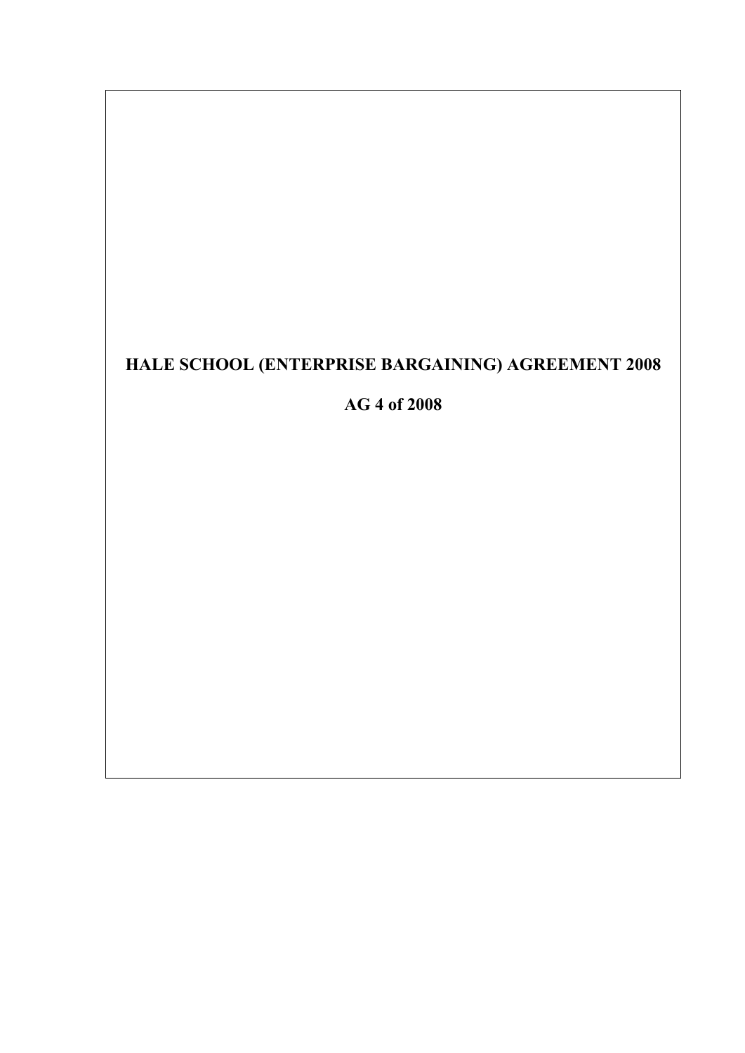# HALE SCHOOL (ENTERPRISE BARGAINING) AGREEMENT 2008

## AG 4 of 2008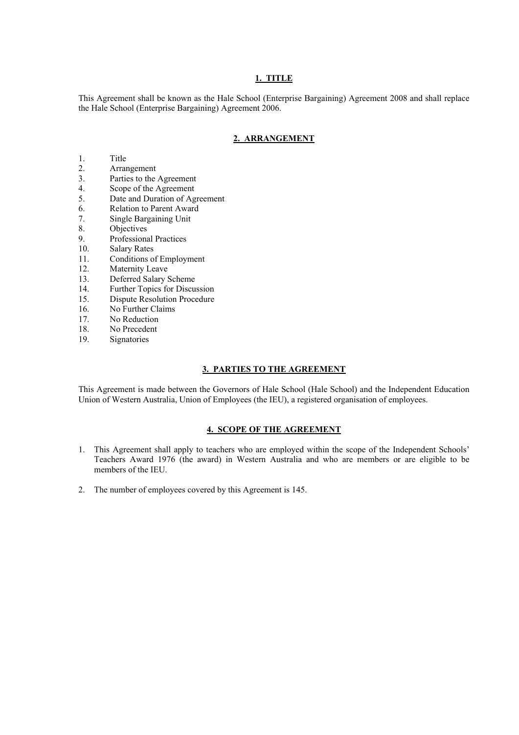## 1. TITLE

This Agreement shall be known as the Hale School (Enterprise Bargaining) Agreement 2008 and shall replace the Hale School (Enterprise Bargaining) Agreement 2006.

## 2. ARRANGEMENT

1. Title
2. Arrangement
3. Parties to the Agreement
4. Scope of the Agreement
5. Date and Duration of Agreement
6. Relation to Parent Award
7. Single Bargaining Unit
8. Objectives
9. Professional Practices
10. Salary Rates
11. Conditions of Employment
12. Maternity Leave
13. Deferred Salary Scheme
14. Further Topics for Discussion
15. Dispute Resolution Procedure
16. No Further Claims
17. No Reduction
18. No Precedent
19. Signatories

## 3. PARTIES TO THE AGREEMENT

This Agreement is made between the Governors of Hale School (Hale School) and the Independent Education Union of Western Australia, Union of Employees (the IEU), a registered organisation of employees.

## 4. SCOPE OF THE AGREEMENT

1. This Agreement shall apply to teachers who are employed within the scope of the Independent Schools' Teachers Award 1976 (the award) in Western Australia and who are members or are eligible to be members of the IEU.
2. The number of employees covered by this Agreement is 145.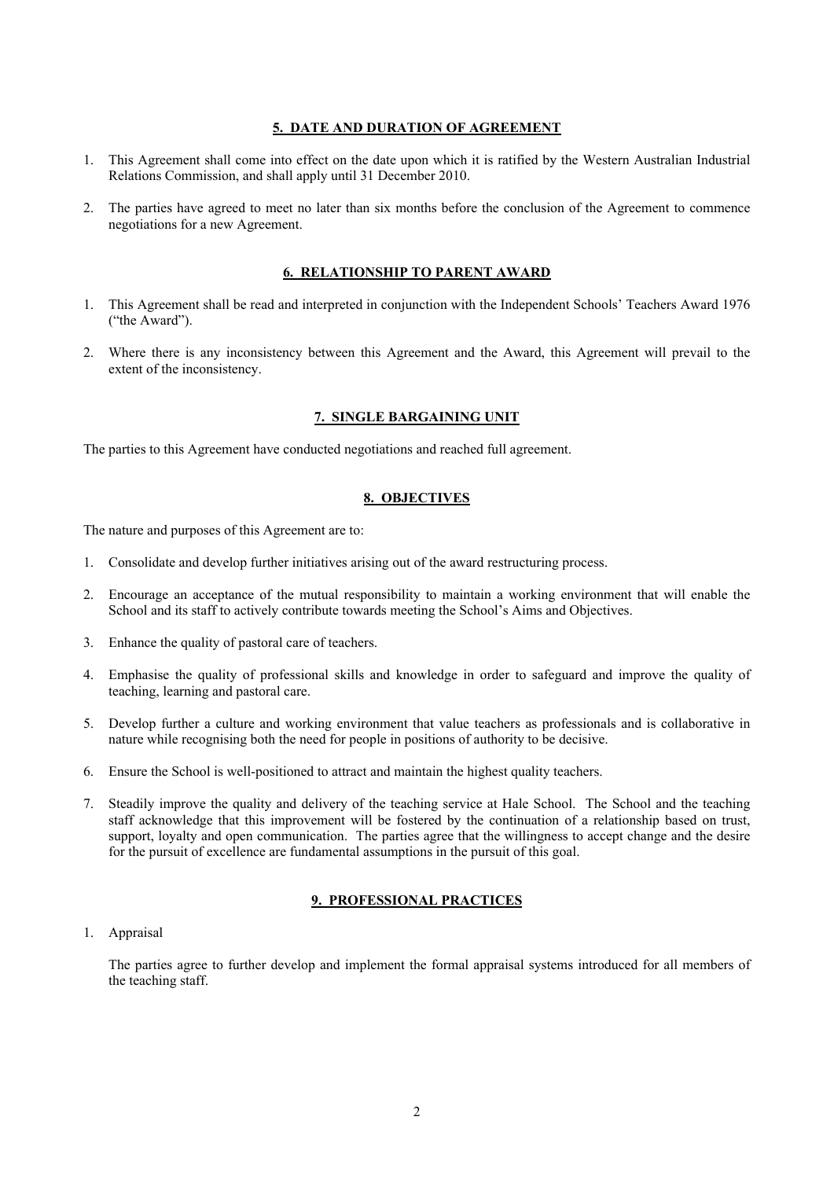## 5. DATE AND DURATION OF AGREEMENT

1. This Agreement shall come into effect on the date upon which it is ratified by the Western Australian Industrial Relations Commission, and shall apply until 31 December 2010.

2. The parties have agreed to meet no later than six months before the conclusion of the Agreement to commence negotiations for a new Agreement.

## 6. RELATIONSHIP TO PARENT AWARD

1. This Agreement shall be read and interpreted in conjunction with the Independent Schools' Teachers Award 1976 ("the Award").

2. Where there is any inconsistency between this Agreement and the Award, this Agreement will prevail to the extent of the inconsistency.

## 7. SINGLE BARGAINING UNIT

The parties to this Agreement have conducted negotiations and reached full agreement.

## 8. OBJECTIVES

The nature and purposes of this Agreement are to:

1. Consolidate and develop further initiatives arising out of the award restructuring process.

2. Encourage an acceptance of the mutual responsibility to maintain a working environment that will enable the School and its staff to actively contribute towards meeting the School's Aims and Objectives.

3. Enhance the quality of pastoral care of teachers.

4. Emphasise the quality of professional skills and knowledge in order to safeguard and improve the quality of teaching, learning and pastoral care.

5. Develop further a culture and working environment that value teachers as professionals and is collaborative in nature while recognising both the need for people in positions of authority to be decisive.

6. Ensure the School is well-positioned to attract and maintain the highest quality teachers.

7. Steadily improve the quality and delivery of the teaching service at Hale School. The School and the teaching staff acknowledge that this improvement will be fostered by the continuation of a relationship based on trust, support, loyalty and open communication. The parties agree that the willingness to accept change and the desire for the pursuit of excellence are fundamental assumptions in the pursuit of this goal.

## 9. PROFESSIONAL PRACTICES

1. Appraisal

   The parties agree to further develop and implement the formal appraisal systems introduced for all members of the teaching staff.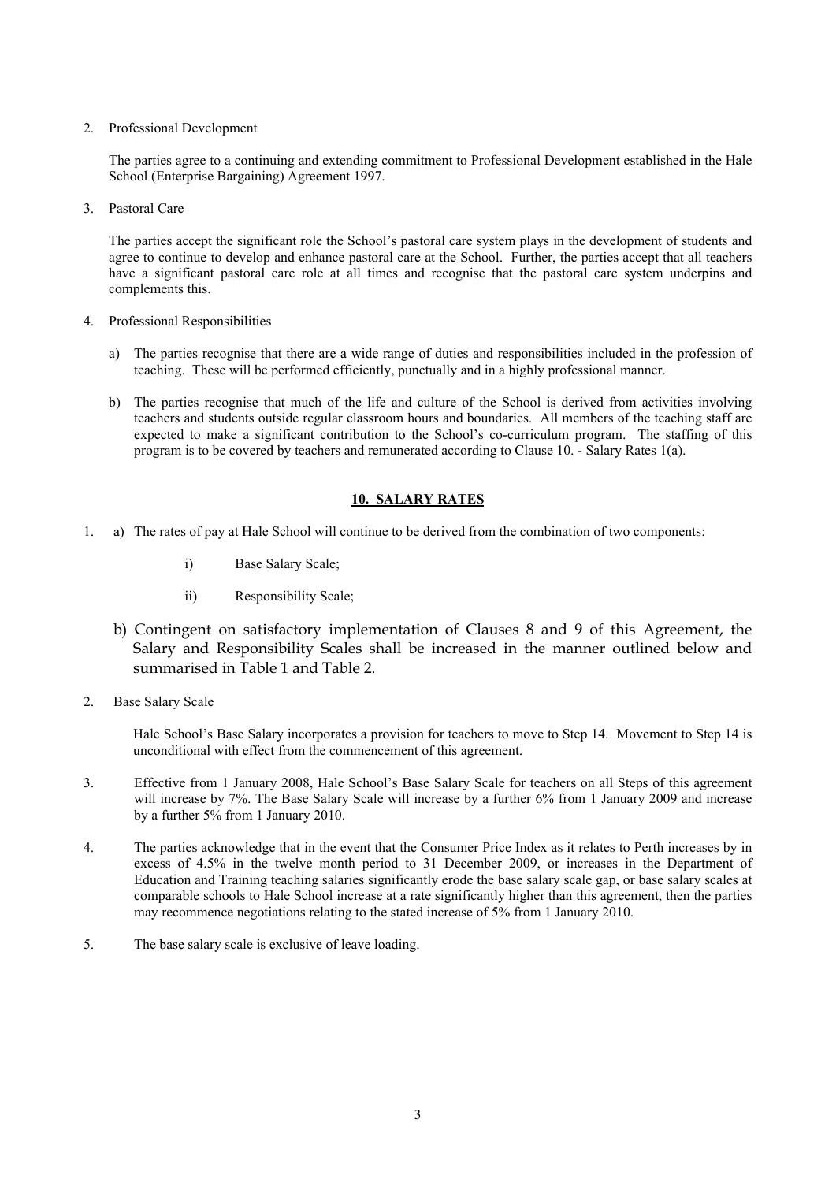2. Professional Development

   The parties agree to a continuing and extending commitment to Professional Development established in the Hale School (Enterprise Bargaining) Agreement 1997.

3. Pastoral Care

   The parties accept the significant role the School's pastoral care system plays in the development of students and agree to continue to develop and enhance pastoral care at the School. Further, the parties accept that all teachers have a significant pastoral care role at all times and recognise that the pastoral care system underpins and complements this.

4. Professional Responsibilities

   a) The parties recognise that there are a wide range of duties and responsibilities included in the profession of teaching. These will be performed efficiently, punctually and in a highly professional manner.

   b) The parties recognise that much of the life and culture of the School is derived from activities involving teachers and students outside regular classroom hours and boundaries. All members of the teaching staff are expected to make a significant contribution to the School's co-curriculum program. The staffing of this program is to be covered by teachers and remunerated according to Clause 10. - Salary Rates 1(a).

## 10. SALARY RATES

1. a) The rates of pay at Hale School will continue to be derived from the combination of two components:

      i) Base Salary Scale;

      ii) Responsibility Scale;

   b) Contingent on satisfactory implementation of Clauses 8 and 9 of this Agreement, the Salary and Responsibility Scales shall be increased in the manner outlined below and summarised in Table 1 and Table 2.

2. Base Salary Scale

   Hale School's Base Salary incorporates a provision for teachers to move to Step 14. Movement to Step 14 is unconditional with effect from the commencement of this agreement.

3. Effective from 1 January 2008, Hale School's Base Salary Scale for teachers on all Steps of this agreement will increase by 7%. The Base Salary Scale will increase by a further 6% from 1 January 2009 and increase by a further 5% from 1 January 2010.

4. The parties acknowledge that in the event that the Consumer Price Index as it relates to Perth increases by in excess of 4.5% in the twelve month period to 31 December 2009, or increases in the Department of Education and Training teaching salaries significantly erode the base salary scale gap, or base salary scales at comparable schools to Hale School increase at a rate significantly higher than this agreement, then the parties may recommence negotiations relating to the stated increase of 5% from 1 January 2010.

5. The base salary scale is exclusive of leave loading.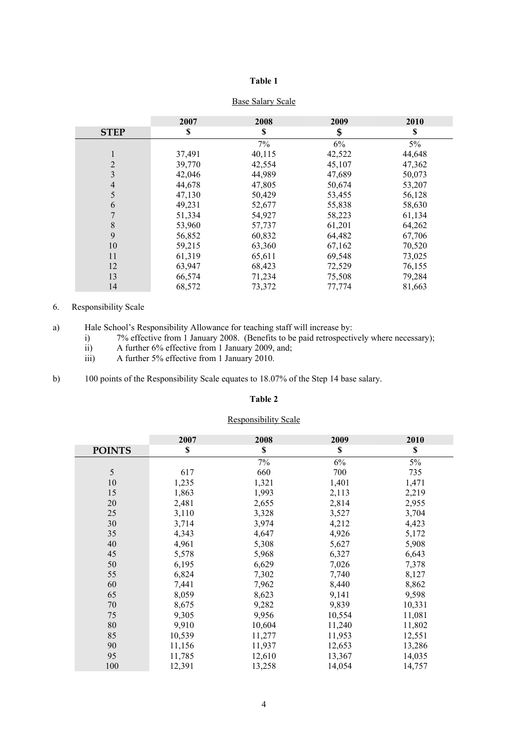**Table 1**

Base Salary Scale

| STEP | 2007 $ | 2008 $ | 2009 $ | 2010 $ |
|---|---|---|---|---|
| | | 7% | 6% | 5% |
| 1 | 37,491 | 40,115 | 42,522 | 44,648 |
| 2 | 39,770 | 42,554 | 45,107 | 47,362 |
| 3 | 42,046 | 44,989 | 47,689 | 50,073 |
| 4 | 44,678 | 47,805 | 50,674 | 53,207 |
| 5 | 47,130 | 50,429 | 53,455 | 56,128 |
| 6 | 49,231 | 52,677 | 55,838 | 58,630 |
| 7 | 51,334 | 54,927 | 58,223 | 61,134 |
| 8 | 53,960 | 57,737 | 61,201 | 64,262 |
| 9 | 56,852 | 60,832 | 64,482 | 67,706 |
| 10 | 59,215 | 63,360 | 67,162 | 70,520 |
| 11 | 61,319 | 65,611 | 69,548 | 73,025 |
| 12 | 63,947 | 68,423 | 72,529 | 76,155 |
| 13 | 66,574 | 71,234 | 75,508 | 79,284 |
| 14 | 68,572 | 73,372 | 77,774 | 81,663 |

6. Responsibility Scale

a) Hale School's Responsibility Allowance for teaching staff will increase by:
   i) 7% effective from 1 January 2008. (Benefits to be paid retrospectively where necessary);
   ii) A further 6% effective from 1 January 2009, and;
   iii) A further 5% effective from 1 January 2010.

b) 100 points of the Responsibility Scale equates to 18.07% of the Step 14 base salary.

**Table 2**

Responsibility Scale

| POINTS | 2007 $ | 2008 $ | 2009 $ | 2010 $ |
|---|---|---|---|---|
| | | 7% | 6% | 5% |
| 5 | 617 | 660 | 700 | 735 |
| 10 | 1,235 | 1,321 | 1,401 | 1,471 |
| 15 | 1,863 | 1,993 | 2,113 | 2,219 |
| 20 | 2,481 | 2,655 | 2,814 | 2,955 |
| 25 | 3,110 | 3,328 | 3,527 | 3,704 |
| 30 | 3,714 | 3,974 | 4,212 | 4,423 |
| 35 | 4,343 | 4,647 | 4,926 | 5,172 |
| 40 | 4,961 | 5,308 | 5,627 | 5,908 |
| 45 | 5,578 | 5,968 | 6,327 | 6,643 |
| 50 | 6,195 | 6,629 | 7,026 | 7,378 |
| 55 | 6,824 | 7,302 | 7,740 | 8,127 |
| 60 | 7,441 | 7,962 | 8,440 | 8,862 |
| 65 | 8,059 | 8,623 | 9,141 | 9,598 |
| 70 | 8,675 | 9,282 | 9,839 | 10,331 |
| 75 | 9,305 | 9,956 | 10,554 | 11,081 |
| 80 | 9,910 | 10,604 | 11,240 | 11,802 |
| 85 | 10,539 | 11,277 | 11,953 | 12,551 |
| 90 | 11,156 | 11,937 | 12,653 | 13,286 |
| 95 | 11,785 | 12,610 | 13,367 | 14,035 |
| 100 | 12,391 | 13,258 | 14,054 | 14,757 |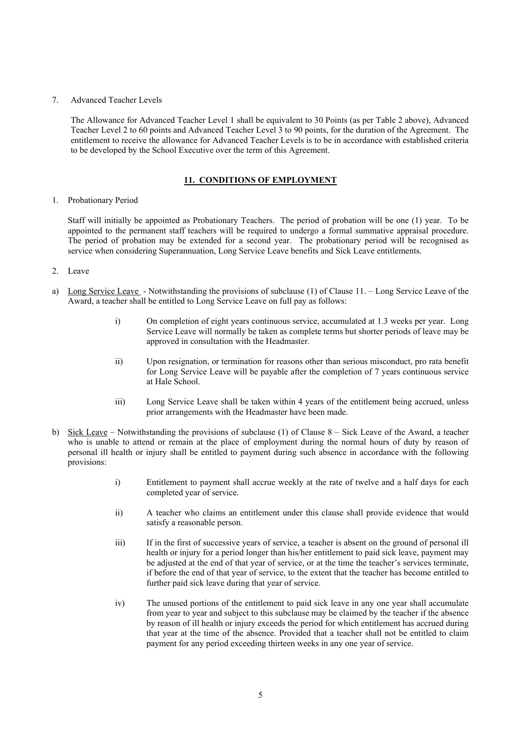7. Advanced Teacher Levels

   The Allowance for Advanced Teacher Level 1 shall be equivalent to 30 Points (as per Table 2 above), Advanced Teacher Level 2 to 60 points and Advanced Teacher Level 3 to 90 points, for the duration of the Agreement. The entitlement to receive the allowance for Advanced Teacher Levels is to be in accordance with established criteria to be developed by the School Executive over the term of this Agreement.

## 11. CONDITIONS OF EMPLOYMENT

1. Probationary Period

   Staff will initially be appointed as Probationary Teachers. The period of probation will be one (1) year. To be appointed to the permanent staff teachers will be required to undergo a formal summative appraisal procedure. The period of probation may be extended for a second year. The probationary period will be recognised as service when considering Superannuation, Long Service Leave benefits and Sick Leave entitlements.

2. Leave

a) Long Service Leave - Notwithstanding the provisions of subclause (1) of Clause 11. – Long Service Leave of the Award, a teacher shall be entitled to Long Service Leave on full pay as follows:

   i) On completion of eight years continuous service, accumulated at 1.3 weeks per year. Long Service Leave will normally be taken as complete terms but shorter periods of leave may be approved in consultation with the Headmaster.

   ii) Upon resignation, or termination for reasons other than serious misconduct, pro rata benefit for Long Service Leave will be payable after the completion of 7 years continuous service at Hale School.

   iii) Long Service Leave shall be taken within 4 years of the entitlement being accrued, unless prior arrangements with the Headmaster have been made.

b) Sick Leave – Notwithstanding the provisions of subclause (1) of Clause 8 – Sick Leave of the Award, a teacher who is unable to attend or remain at the place of employment during the normal hours of duty by reason of personal ill health or injury shall be entitled to payment during such absence in accordance with the following provisions:

   i) Entitlement to payment shall accrue weekly at the rate of twelve and a half days for each completed year of service.

   ii) A teacher who claims an entitlement under this clause shall provide evidence that would satisfy a reasonable person.

   iii) If in the first of successive years of service, a teacher is absent on the ground of personal ill health or injury for a period longer than his/her entitlement to paid sick leave, payment may be adjusted at the end of that year of service, or at the time the teacher's services terminate, if before the end of that year of service, to the extent that the teacher has become entitled to further paid sick leave during that year of service.

   iv) The unused portions of the entitlement to paid sick leave in any one year shall accumulate from year to year and subject to this subclause may be claimed by the teacher if the absence by reason of ill health or injury exceeds the period for which entitlement has accrued during that year at the time of the absence. Provided that a teacher shall not be entitled to claim payment for any period exceeding thirteen weeks in any one year of service.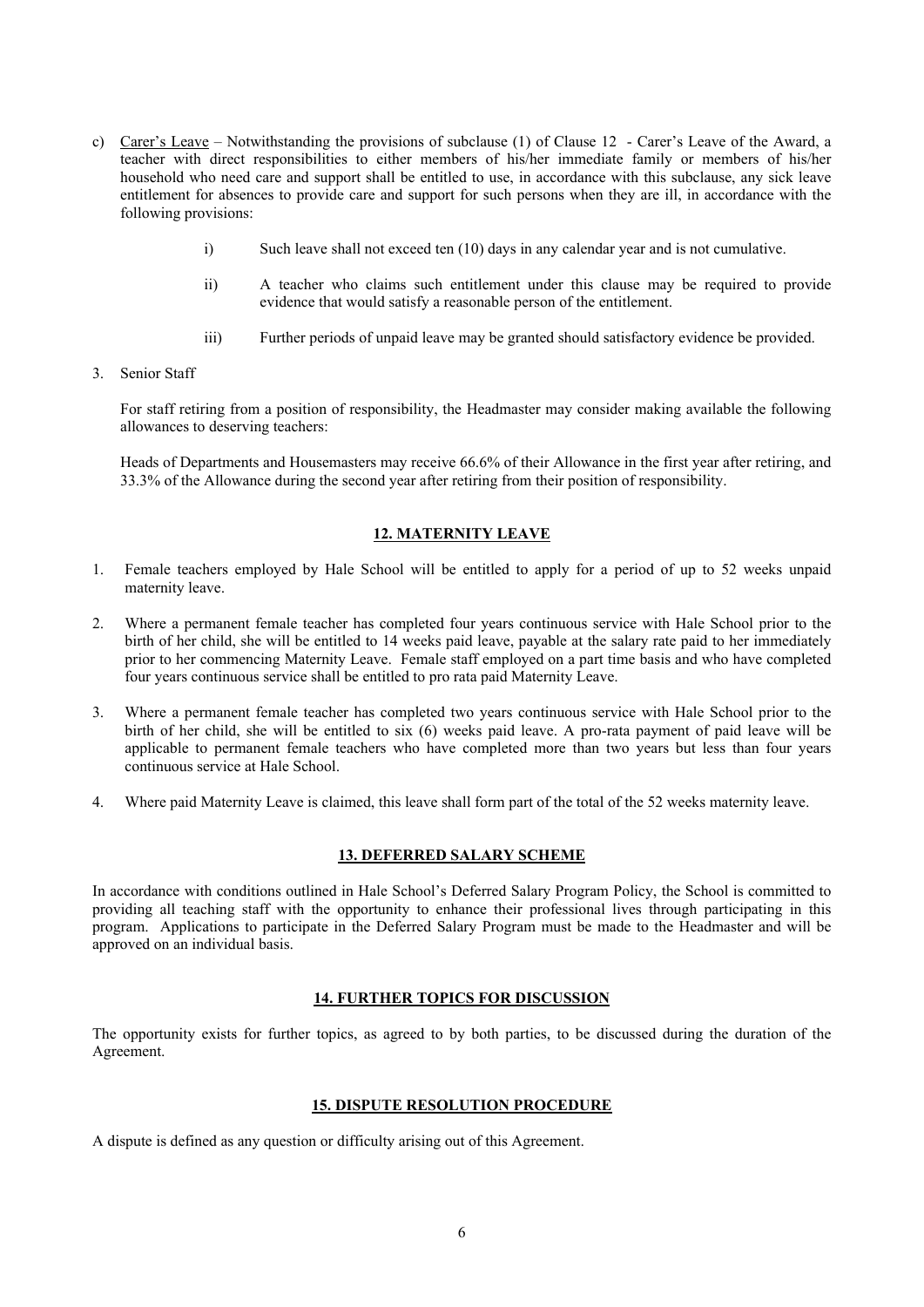c) Carer's Leave – Notwithstanding the provisions of subclause (1) of Clause 12 - Carer's Leave of the Award, a teacher with direct responsibilities to either members of his/her immediate family or members of his/her household who need care and support shall be entitled to use, in accordance with this subclause, any sick leave entitlement for absences to provide care and support for such persons when they are ill, in accordance with the following provisions:

   i) Such leave shall not exceed ten (10) days in any calendar year and is not cumulative.

   ii) A teacher who claims such entitlement under this clause may be required to provide evidence that would satisfy a reasonable person of the entitlement.

   iii) Further periods of unpaid leave may be granted should satisfactory evidence be provided.

3. Senior Staff

   For staff retiring from a position of responsibility, the Headmaster may consider making available the following allowances to deserving teachers:

   Heads of Departments and Housemasters may receive 66.6% of their Allowance in the first year after retiring, and 33.3% of the Allowance during the second year after retiring from their position of responsibility.

## 12. MATERNITY LEAVE

1. Female teachers employed by Hale School will be entitled to apply for a period of up to 52 weeks unpaid maternity leave.

2. Where a permanent female teacher has completed four years continuous service with Hale School prior to the birth of her child, she will be entitled to 14 weeks paid leave, payable at the salary rate paid to her immediately prior to her commencing Maternity Leave. Female staff employed on a part time basis and who have completed four years continuous service shall be entitled to pro rata paid Maternity Leave.

3. Where a permanent female teacher has completed two years continuous service with Hale School prior to the birth of her child, she will be entitled to six (6) weeks paid leave. A pro-rata payment of paid leave will be applicable to permanent female teachers who have completed more than two years but less than four years continuous service at Hale School.

4. Where paid Maternity Leave is claimed, this leave shall form part of the total of the 52 weeks maternity leave.

## 13. DEFERRED SALARY SCHEME

In accordance with conditions outlined in Hale School's Deferred Salary Program Policy, the School is committed to providing all teaching staff with the opportunity to enhance their professional lives through participating in this program. Applications to participate in the Deferred Salary Program must be made to the Headmaster and will be approved on an individual basis.

## 14. FURTHER TOPICS FOR DISCUSSION

The opportunity exists for further topics, as agreed to by both parties, to be discussed during the duration of the Agreement.

## 15. DISPUTE RESOLUTION PROCEDURE

A dispute is defined as any question or difficulty arising out of this Agreement.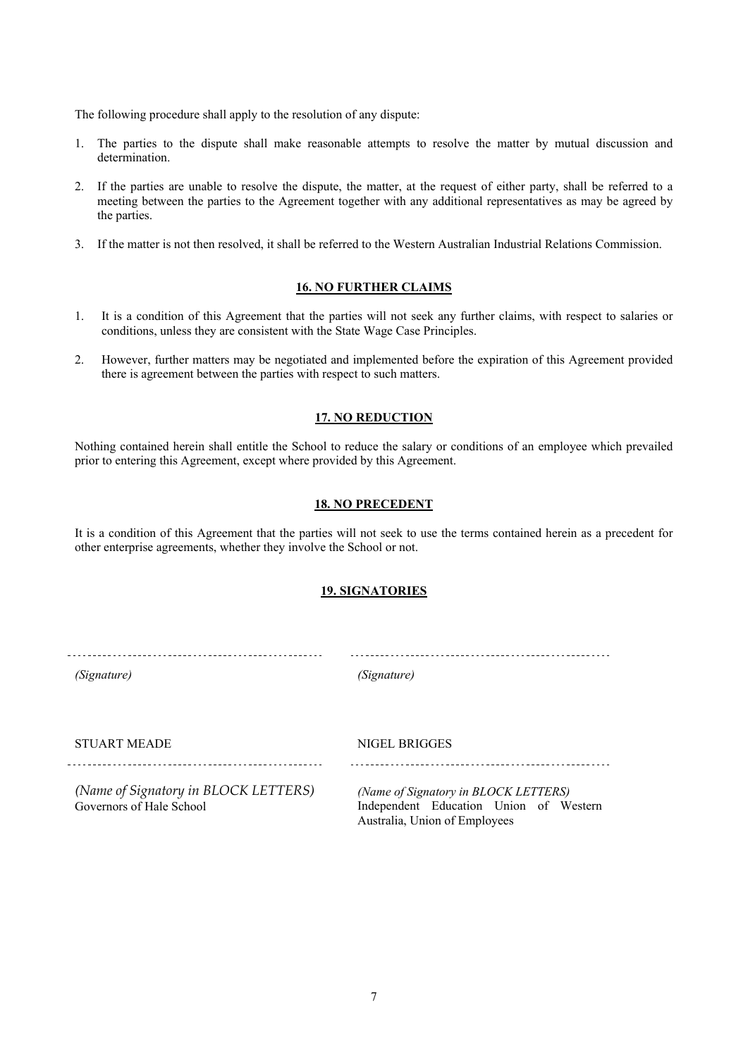The following procedure shall apply to the resolution of any dispute:

1. The parties to the dispute shall make reasonable attempts to resolve the matter by mutual discussion and determination.

2. If the parties are unable to resolve the dispute, the matter, at the request of either party, shall be referred to a meeting between the parties to the Agreement together with any additional representatives as may be agreed by the parties.

3. If the matter is not then resolved, it shall be referred to the Western Australian Industrial Relations Commission.

## 16. NO FURTHER CLAIMS

1. It is a condition of this Agreement that the parties will not seek any further claims, with respect to salaries or conditions, unless they are consistent with the State Wage Case Principles.

2. However, further matters may be negotiated and implemented before the expiration of this Agreement provided there is agreement between the parties with respect to such matters.

## 17. NO REDUCTION

Nothing contained herein shall entitle the School to reduce the salary or conditions of an employee which prevailed prior to entering this Agreement, except where provided by this Agreement.

## 18. NO PRECEDENT

It is a condition of this Agreement that the parties will not seek to use the terms contained herein as a precedent for other enterprise agreements, whether they involve the School or not.

## 19. SIGNATORIES

| | |
|---|---|
| *(Signature)* | *(Signature)* |
| STUART MEADE | NIGEL BRIGGES |
| *(Name of Signatory in BLOCK LETTERS)* Governors of Hale School | *(Name of Signatory in BLOCK LETTERS)* Independent Education Union of Western Australia, Union of Employees |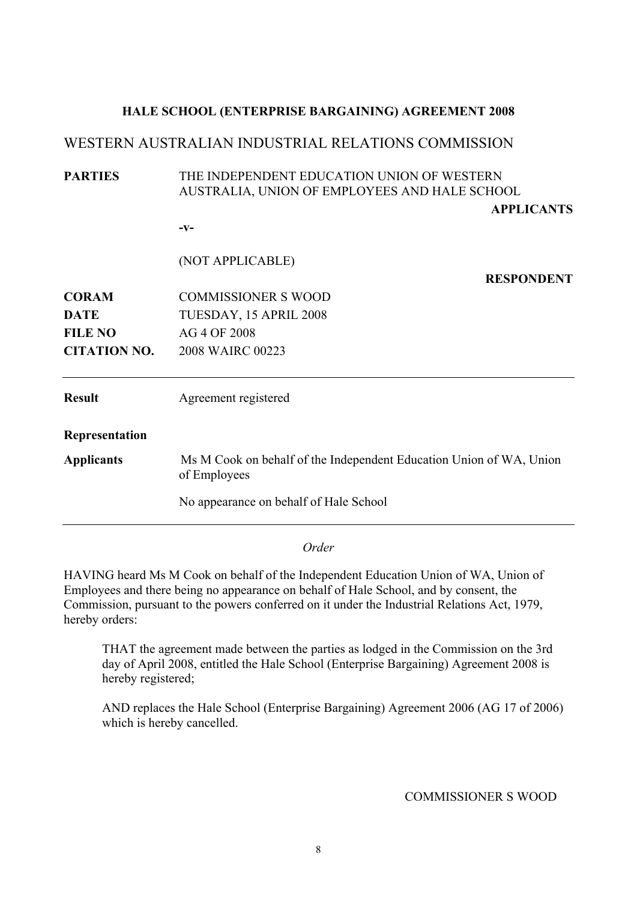**HALE SCHOOL (ENTERPRISE BARGAINING) AGREEMENT 2008**

WESTERN AUSTRALIAN INDUSTRIAL RELATIONS COMMISSION

| | |
|---|---|
| **PARTIES** | THE INDEPENDENT EDUCATION UNION OF WESTERN AUSTRALIA, UNION OF EMPLOYEES AND HALE SCHOOL<br>**APPLICANTS** |
| | **-v-** |
| | (NOT APPLICABLE)<br>**RESPONDENT** |
| **CORAM** | COMMISSIONER S WOOD |
| **DATE** | TUESDAY, 15 APRIL 2008 |
| **FILE NO** | AG 4 OF 2008 |
| **CITATION NO.** | 2008 WAIRC 00223 |

---

| | |
|---|---|
| **Result** | Agreement registered |
| **Representation** | |
| **Applicants** | Ms M Cook on behalf of the Independent Education Union of WA, Union of Employees |
| | No appearance on behalf of Hale School |

---

*Order*

HAVING heard Ms M Cook on behalf of the Independent Education Union of WA, Union of Employees and there being no appearance on behalf of Hale School, and by consent, the Commission, pursuant to the powers conferred on it under the Industrial Relations Act, 1979, hereby orders:

> THAT the agreement made between the parties as lodged in the Commission on the 3rd day of April 2008, entitled the Hale School (Enterprise Bargaining) Agreement 2008 is hereby registered;
>
> AND replaces the Hale School (Enterprise Bargaining) Agreement 2006 (AG 17 of 2006) which is hereby cancelled.

COMMISSIONER S WOOD